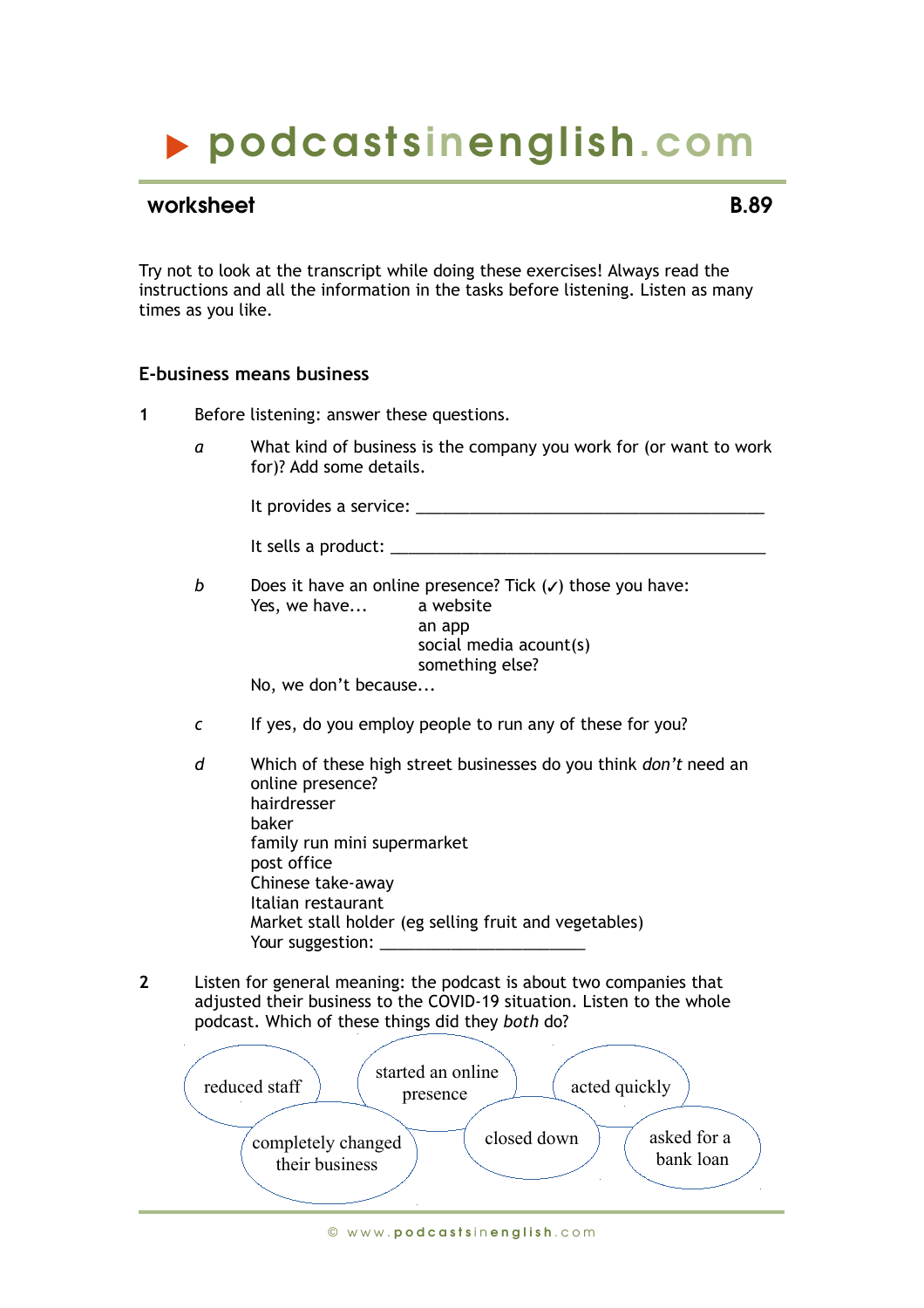# ▶ podcastsinenglish.com

**worksheet** **B.89**

Try not to look at the transcript while doing these exercises! Always read the instructions and all the information in the tasks before listening. Listen as many times as you like.

## E-business means business

**1** Before listening: answer these questions.

*a* What kind of business is the company you work for (or want to work for)? Add some details.

It provides a service: ________________________________________

It sells a product: ____________________________________________

*b* Does it have an online presence? Tick (✓) those you have:

Yes, we have...
- a website
- an app
- social media acount(s)
- something else?

No, we don't because...

*c* If yes, do you employ people to run any of these for you?

*d* Which of these high street businesses do you think *don't* need an online presence?

- hairdresser
- baker
- family run mini supermarket
- post office
- Chinese take-away
- Italian restaurant
- Market stall holder (eg selling fruit and vegetables)
- Your suggestion: _______________________

**2** Listen for general meaning: the podcast is about two companies that adjusted their business to the COVID-19 situation. Listen to the whole podcast. Which of these things did they *both* do?

- reduced staff
- started an online presence
- acted quickly
- completely changed their business
- closed down
- asked for a bank loan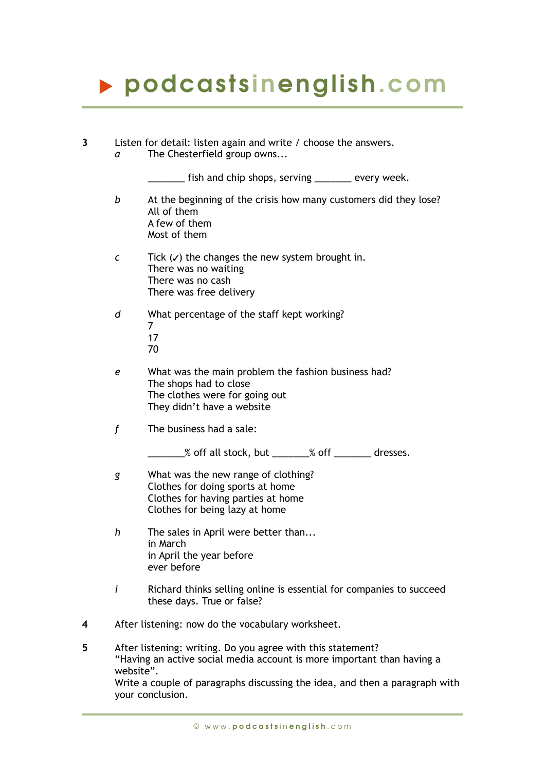**3** Listen for detail: listen again and write / choose the answers.

*a* The Chesterfield group owns...

_______ fish and chip shops, serving _______ every week.

*b* At the beginning of the crisis how many customers did they lose?
All of them
A few of them
Most of them

*c* Tick (✓) the changes the new system brought in.
There was no waiting
There was no cash
There was free delivery

*d* What percentage of the staff kept working?
7
17
70

*e* What was the main problem the fashion business had?
The shops had to close
The clothes were for going out
They didn't have a website

*f* The business had a sale:

_______% off all stock, but _______% off _______ dresses.

*g* What was the new range of clothing?
Clothes for doing sports at home
Clothes for having parties at home
Clothes for being lazy at home

*h* The sales in April were better than...
in March
in April the year before
ever before

*i* Richard thinks selling online is essential for companies to succeed these days. True or false?

**4** After listening: now do the vocabulary worksheet.

**5** After listening: writing. Do you agree with this statement?
"Having an active social media account is more important than having a website".
Write a couple of paragraphs discussing the idea, and then a paragraph with your conclusion.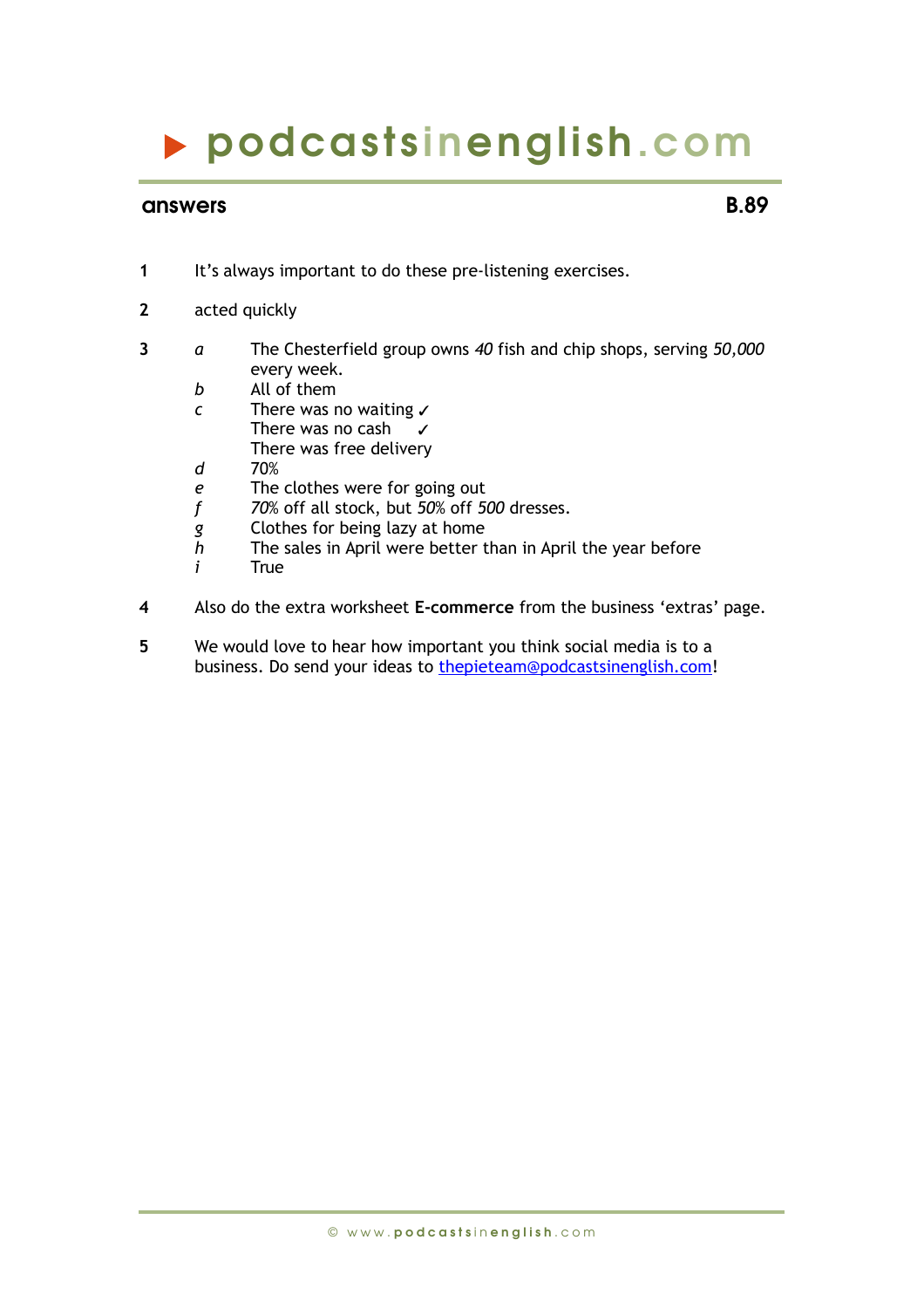# podcastsinenglish.com

## answers

**B.89**

**1** It's always important to do these pre-listening exercises.

**2** acted quickly

**3**
- *a* The Chesterfield group owns *40* fish and chip shops, serving *50,000* every week.
- *b* All of them
- *c* There was no waiting ✓
  There was no cash ✓
  There was free delivery
- *d* 70%
- *e* The clothes were for going out
- *f* *70%* off all stock, but *50%* off *500* dresses.
- *g* Clothes for being lazy at home
- *h* The sales in April were better than in April the year before
- *i* True

**4** Also do the extra worksheet **E-commerce** from the business 'extras' page.

**5** We would love to hear how important you think social media is to a business. Do send your ideas to thepieteam@podcastsinenglish.com!